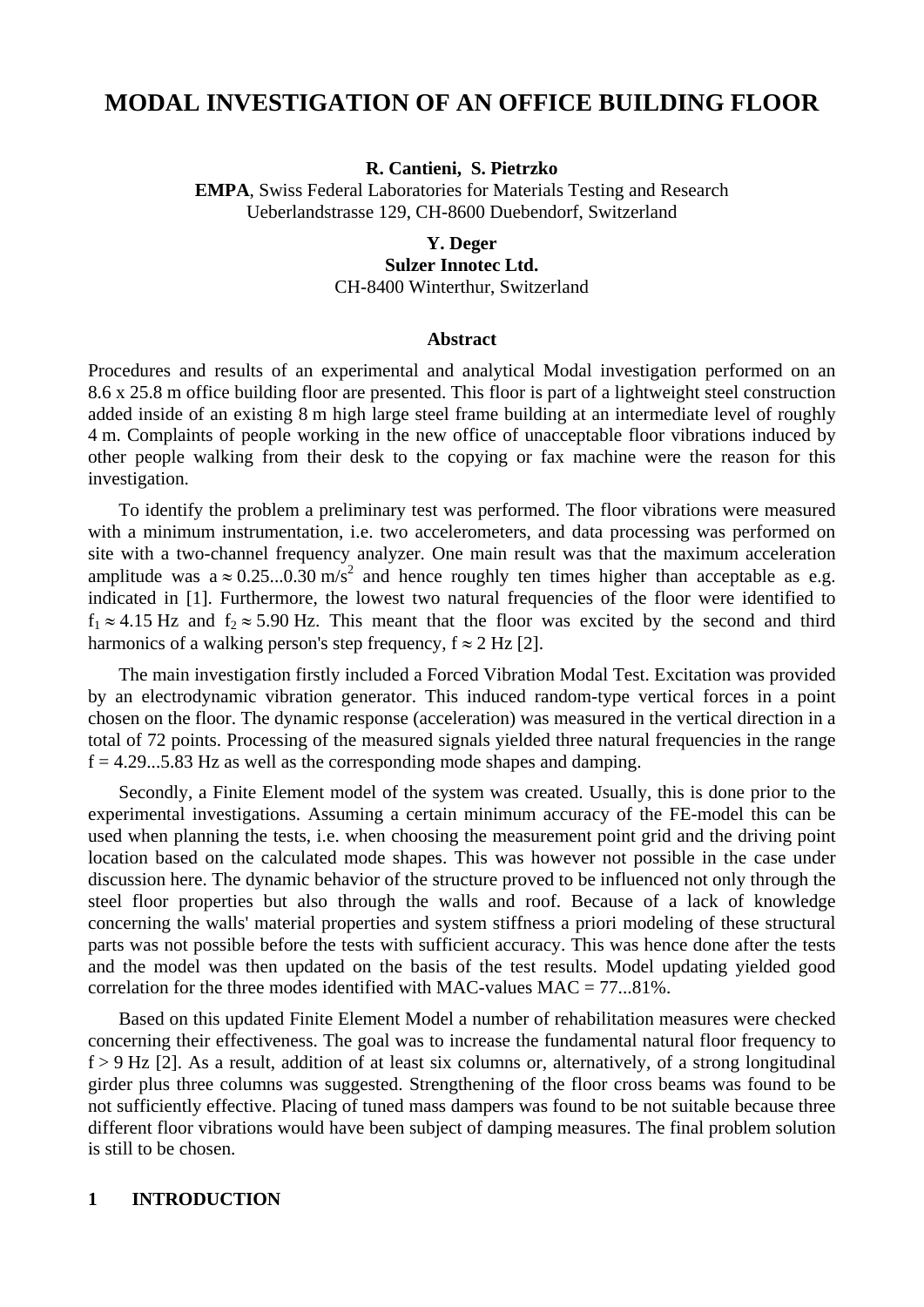# MODAL INVESTIGATION OF AN OFFICE BUILDING FLOOR

**R. Cantieni, S. Pietrzko**
**EMPA**, Swiss Federal Laboratories for Materials Testing and Research
Ueberlandstrasse 129, CH-8600 Duebendorf, Switzerland

**Y. Deger**
**Sulzer Innotec Ltd.**
CH-8400 Winterthur, Switzerland

### Abstract

Procedures and results of an experimental and analytical Modal investigation performed on an 8.6 x 25.8 m office building floor are presented. This floor is part of a lightweight steel construction added inside of an existing 8 m high large steel frame building at an intermediate level of roughly 4 m. Complaints of people working in the new office of unacceptable floor vibrations induced by other people walking from their desk to the copying or fax machine were the reason for this investigation.

To identify the problem a preliminary test was performed. The floor vibrations were measured with a minimum instrumentation, i.e. two accelerometers, and data processing was performed on site with a two-channel frequency analyzer. One main result was that the maximum acceleration amplitude was $a \approx 0.25...0.30 \text{ m/s}^2$ and hence roughly ten times higher than acceptable as e.g. indicated in [1]. Furthermore, the lowest two natural frequencies of the floor were identified to $f_1 \approx 4.15$ Hz and $f_2 \approx 5.90$ Hz. This meant that the floor was excited by the second and third harmonics of a walking person's step frequency, $f \approx 2$ Hz [2].

The main investigation firstly included a Forced Vibration Modal Test. Excitation was provided by an electrodynamic vibration generator. This induced random-type vertical forces in a point chosen on the floor. The dynamic response (acceleration) was measured in the vertical direction in a total of 72 points. Processing of the measured signals yielded three natural frequencies in the range $f = 4.29...5.83$ Hz as well as the corresponding mode shapes and damping.

Secondly, a Finite Element model of the system was created. Usually, this is done prior to the experimental investigations. Assuming a certain minimum accuracy of the FE-model this can be used when planning the tests, i.e. when choosing the measurement point grid and the driving point location based on the calculated mode shapes. This was however not possible in the case under discussion here. The dynamic behavior of the structure proved to be influenced not only through the steel floor properties but also through the walls and roof. Because of a lack of knowledge concerning the walls' material properties and system stiffness a priori modeling of these structural parts was not possible before the tests with sufficient accuracy. This was hence done after the tests and the model was then updated on the basis of the test results. Model updating yielded good correlation for the three modes identified with MAC-values MAC = 77...81%.

Based on this updated Finite Element Model a number of rehabilitation measures were checked concerning their effectiveness. The goal was to increase the fundamental natural floor frequency to $f > 9$ Hz [2]. As a result, addition of at least six columns or, alternatively, of a strong longitudinal girder plus three columns was suggested. Strengthening of the floor cross beams was found to be not sufficiently effective. Placing of tuned mass dampers was found to be not suitable because three different floor vibrations would have been subject of damping measures. The final problem solution is still to be chosen.

## 1 INTRODUCTION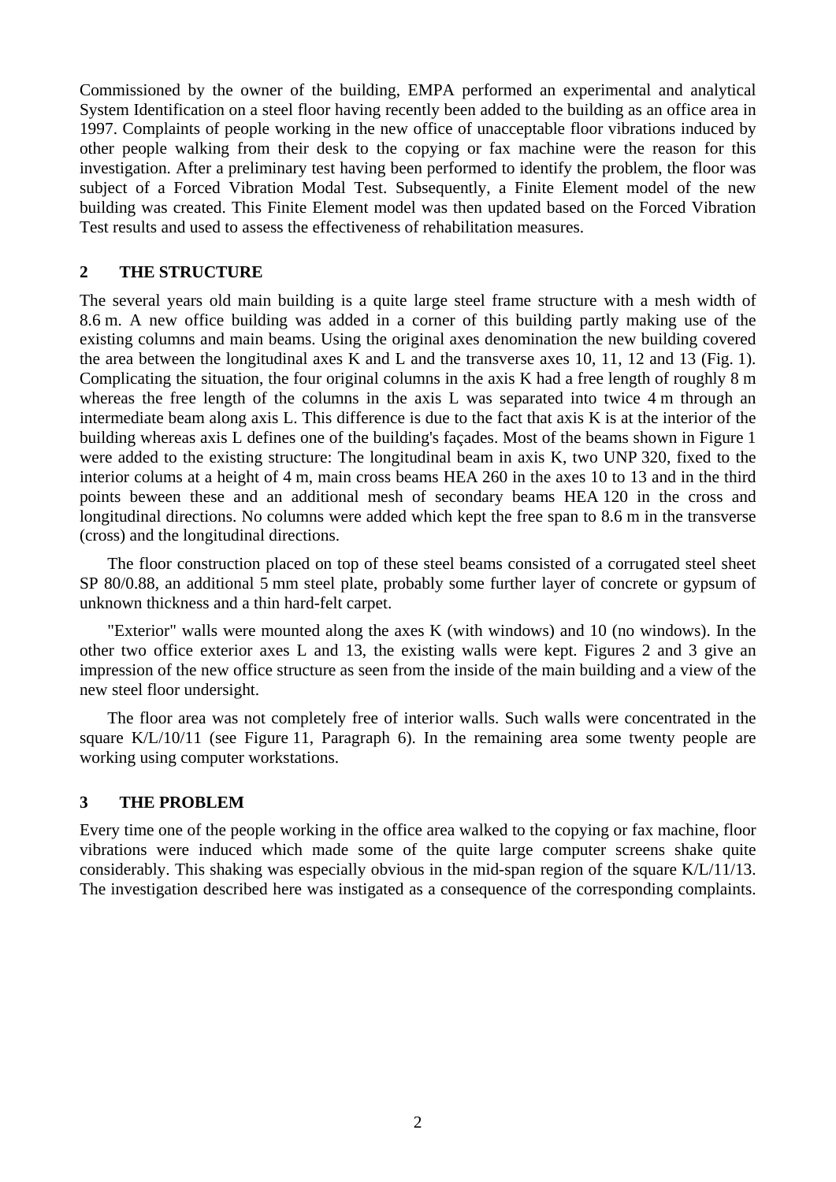Commissioned by the owner of the building, EMPA performed an experimental and analytical System Identification on a steel floor having recently been added to the building as an office area in 1997. Complaints of people working in the new office of unacceptable floor vibrations induced by other people walking from their desk to the copying or fax machine were the reason for this investigation. After a preliminary test having been performed to identify the problem, the floor was subject of a Forced Vibration Modal Test. Subsequently, a Finite Element model of the new building was created. This Finite Element model was then updated based on the Forced Vibration Test results and used to assess the effectiveness of rehabilitation measures.

## 2 THE STRUCTURE

The several years old main building is a quite large steel frame structure with a mesh width of 8.6 m. A new office building was added in a corner of this building partly making use of the existing columns and main beams. Using the original axes denomination the new building covered the area between the longitudinal axes K and L and the transverse axes 10, 11, 12 and 13 (Fig. 1). Complicating the situation, the four original columns in the axis K had a free length of roughly 8 m whereas the free length of the columns in the axis L was separated into twice 4 m through an intermediate beam along axis L. This difference is due to the fact that axis K is at the interior of the building whereas axis L defines one of the building's façades. Most of the beams shown in Figure 1 were added to the existing structure: The longitudinal beam in axis K, two UNP 320, fixed to the interior colums at a height of 4 m, main cross beams HEA 260 in the axes 10 to 13 and in the third points beween these and an additional mesh of secondary beams HEA 120 in the cross and longitudinal directions. No columns were added which kept the free span to 8.6 m in the transverse (cross) and the longitudinal directions.

The floor construction placed on top of these steel beams consisted of a corrugated steel sheet SP 80/0.88, an additional 5 mm steel plate, probably some further layer of concrete or gypsum of unknown thickness and a thin hard-felt carpet.

"Exterior" walls were mounted along the axes K (with windows) and 10 (no windows). In the other two office exterior axes L and 13, the existing walls were kept. Figures 2 and 3 give an impression of the new office structure as seen from the inside of the main building and a view of the new steel floor undersight.

The floor area was not completely free of interior walls. Such walls were concentrated in the square K/L/10/11 (see Figure 11, Paragraph 6). In the remaining area some twenty people are working using computer workstations.

## 3 THE PROBLEM

Every time one of the people working in the office area walked to the copying or fax machine, floor vibrations were induced which made some of the quite large computer screens shake quite considerably. This shaking was especially obvious in the mid-span region of the square K/L/11/13. The investigation described here was instigated as a consequence of the corresponding complaints.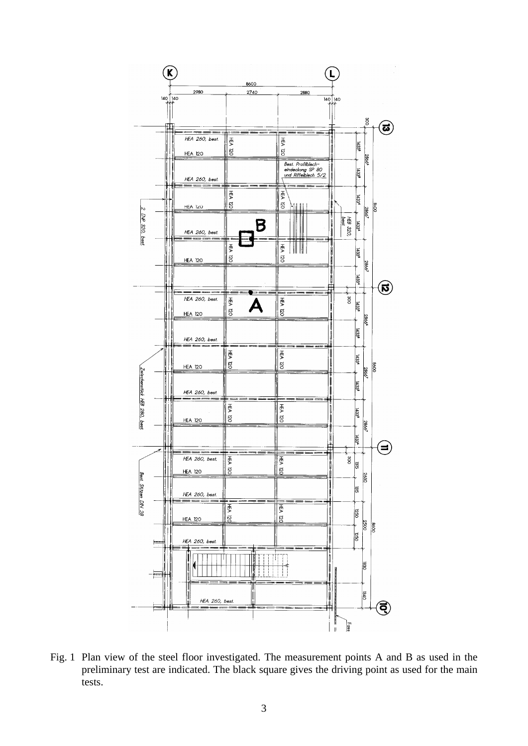Fig. 1 Plan view of the steel floor investigated. The measurement points A and B as used in the preliminary test are indicated. The black square gives the driving point as used for the main tests.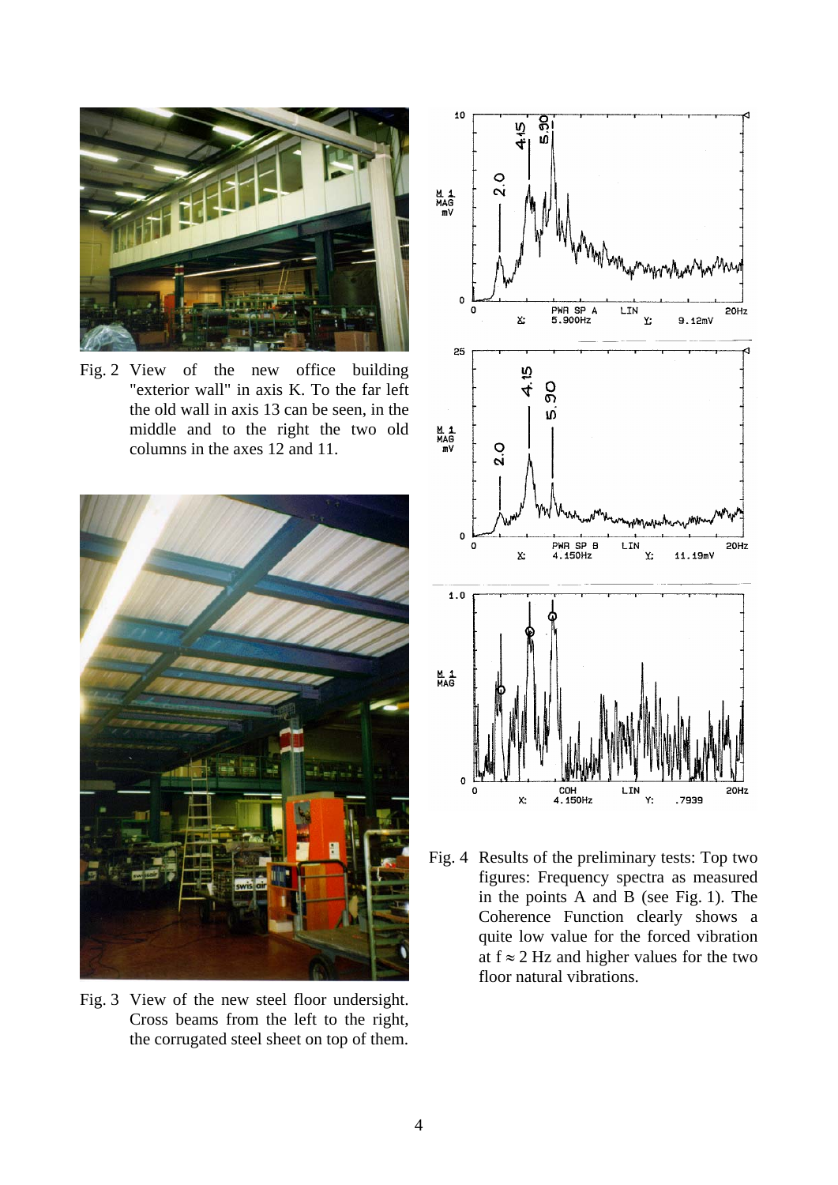Fig. 2 View of the new office building "exterior wall" in axis K. To the far left the old wall in axis 13 can be seen, in the middle and to the right the two old columns in the axes 12 and 11.

Fig. 3 View of the new steel floor undersight. Cross beams from the left to the right, the corrugated steel sheet on top of them.

Fig. 4 Results of the preliminary tests: Top two figures: Frequency spectra as measured in the points A and B (see Fig. 1). The Coherence Function clearly shows a quite low value for the forced vibration at $f \approx 2$ Hz and higher values for the two floor natural vibrations.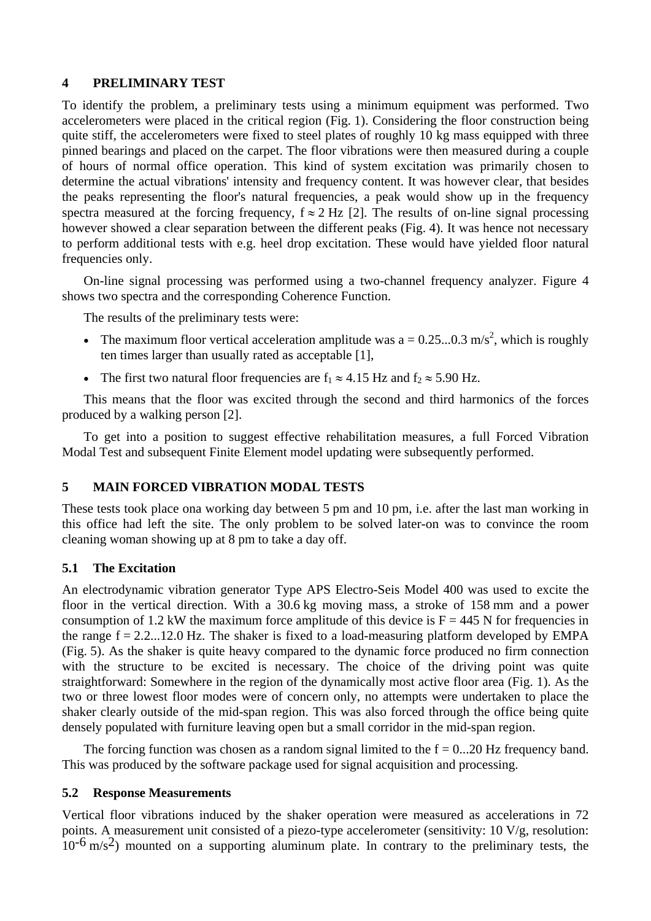## 4 PRELIMINARY TEST

To identify the problem, a preliminary tests using a minimum equipment was performed. Two accelerometers were placed in the critical region (Fig. 1). Considering the floor construction being quite stiff, the accelerometers were fixed to steel plates of roughly 10 kg mass equipped with three pinned bearings and placed on the carpet. The floor vibrations were then measured during a couple of hours of normal office operation. This kind of system excitation was primarily chosen to determine the actual vibrations' intensity and frequency content. It was however clear, that besides the peaks representing the floor's natural frequencies, a peak would show up in the frequency spectra measured at the forcing frequency, $f \approx 2$ Hz [2]. The results of on-line signal processing however showed a clear separation between the different peaks (Fig. 4). It was hence not necessary to perform additional tests with e.g. heel drop excitation. These would have yielded floor natural frequencies only.

On-line signal processing was performed using a two-channel frequency analyzer. Figure 4 shows two spectra and the corresponding Coherence Function.

The results of the preliminary tests were:

- The maximum floor vertical acceleration amplitude was $a = 0.25...0.3$ m/s$^2$, which is roughly ten times larger than usually rated as acceptable [1],
- The first two natural floor frequencies are $f_1 \approx 4.15$ Hz and $f_2 \approx 5.90$ Hz.

This means that the floor was excited through the second and third harmonics of the forces produced by a walking person [2].

To get into a position to suggest effective rehabilitation measures, a full Forced Vibration Modal Test and subsequent Finite Element model updating were subsequently performed.

## 5 MAIN FORCED VIBRATION MODAL TESTS

These tests took place ona working day between 5 pm and 10 pm, i.e. after the last man working in this office had left the site. The only problem to be solved later-on was to convince the room cleaning woman showing up at 8 pm to take a day off.

### 5.1 The Excitation

An electrodynamic vibration generator Type APS Electro-Seis Model 400 was used to excite the floor in the vertical direction. With a 30.6 kg moving mass, a stroke of 158 mm and a power consumption of 1.2 kW the maximum force amplitude of this device is $F = 445$ N for frequencies in the range $f = 2.2...12.0$ Hz. The shaker is fixed to a load-measuring platform developed by EMPA (Fig. 5). As the shaker is quite heavy compared to the dynamic force produced no firm connection with the structure to be excited is necessary. The choice of the driving point was quite straightforward: Somewhere in the region of the dynamically most active floor area (Fig. 1). As the two or three lowest floor modes were of concern only, no attempts were undertaken to place the shaker clearly outside of the mid-span region. This was also forced through the office being quite densely populated with furniture leaving open but a small corridor in the mid-span region.

The forcing function was chosen as a random signal limited to the $f = 0...20$ Hz frequency band. This was produced by the software package used for signal acquisition and processing.

### 5.2 Response Measurements

Vertical floor vibrations induced by the shaker operation were measured as accelerations in 72 points. A measurement unit consisted of a piezo-type accelerometer (sensitivity: 10 V/g, resolution: $10^{-6}$ m/s$^2$) mounted on a supporting aluminum plate. In contrary to the preliminary tests, the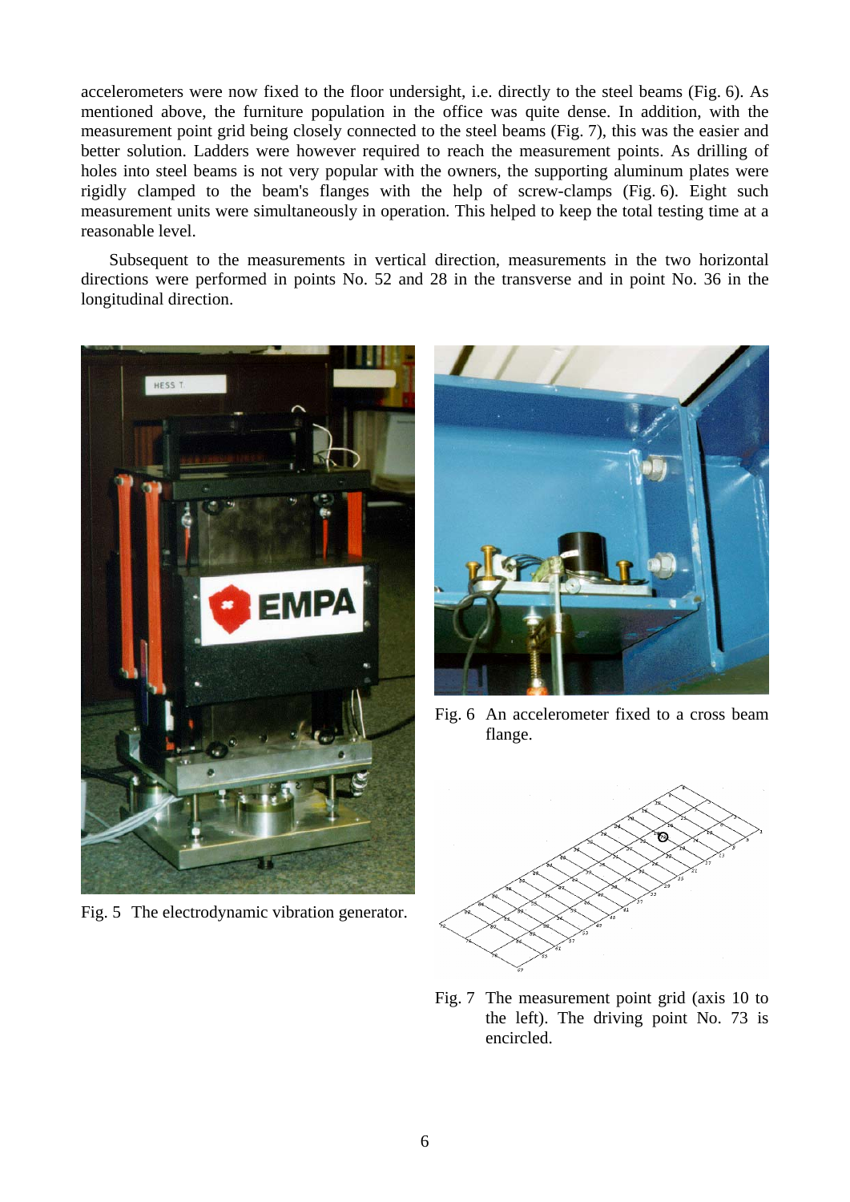accelerometers were now fixed to the floor undersight, i.e. directly to the steel beams (Fig. 6). As mentioned above, the furniture population in the office was quite dense. In addition, with the measurement point grid being closely connected to the steel beams (Fig. 7), this was the easier and better solution. Ladders were however required to reach the measurement points. As drilling of holes into steel beams is not very popular with the owners, the supporting aluminum plates were rigidly clamped to the beam's flanges with the help of screw-clamps (Fig. 6). Eight such measurement units were simultaneously in operation. This helped to keep the total testing time at a reasonable level.

Subsequent to the measurements in vertical direction, measurements in the two horizontal directions were performed in points No. 52 and 28 in the transverse and in point No. 36 in the longitudinal direction.

Fig. 5 The electrodynamic vibration generator.

Fig. 6 An accelerometer fixed to a cross beam flange.

Fig. 7 The measurement point grid (axis 10 to the left). The driving point No. 73 is encircled.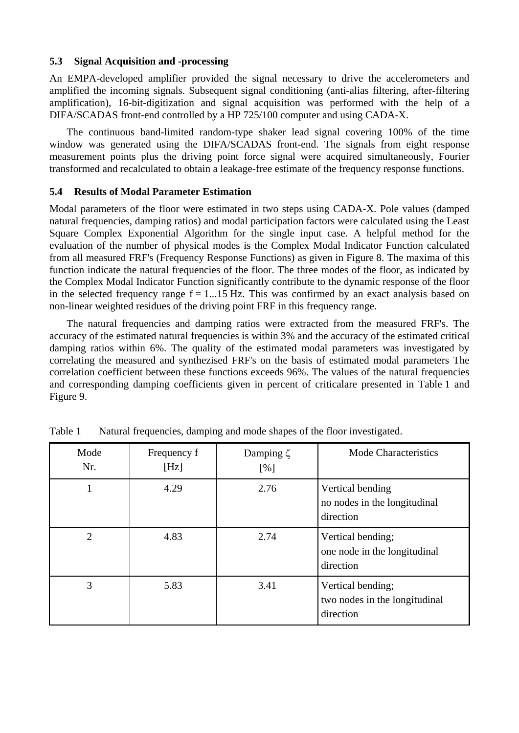### 5.3 Signal Acquisition and -processing

An EMPA-developed amplifier provided the signal necessary to drive the accelerometers and amplified the incoming signals. Subsequent signal conditioning (anti-alias filtering, after-filtering amplification), 16-bit-digitization and signal acquisition was performed with the help of a DIFA/SCADAS front-end controlled by a HP 725/100 computer and using CADA-X.

The continuous band-limited random-type shaker lead signal covering 100% of the time window was generated using the DIFA/SCADAS front-end. The signals from eight response measurement points plus the driving point force signal were acquired simultaneously, Fourier transformed and recalculated to obtain a leakage-free estimate of the frequency response functions.

### 5.4 Results of Modal Parameter Estimation

Modal parameters of the floor were estimated in two steps using CADA-X. Pole values (damped natural frequencies, damping ratios) and modal participation factors were calculated using the Least Square Complex Exponential Algorithm for the single input case. A helpful method for the evaluation of the number of physical modes is the Complex Modal Indicator Function calculated from all measured FRF's (Frequency Response Functions) as given in Figure 8. The maxima of this function indicate the natural frequencies of the floor. The three modes of the floor, as indicated by the Complex Modal Indicator Function significantly contribute to the dynamic response of the floor in the selected frequency range f = 1...15 Hz. This was confirmed by an exact analysis based on non-linear weighted residues of the driving point FRF in this frequency range.

The natural frequencies and damping ratios were extracted from the measured FRF's. The accuracy of the estimated natural frequencies is within 3% and the accuracy of the estimated critical damping ratios within 6%. The quality of the estimated modal parameters was investigated by correlating the measured and synthezised FRF's on the basis of estimated modal parameters The correlation coefficient between these functions exceeds 96%. The values of the natural frequencies and corresponding damping coefficients given in percent of criticalare presented in Table 1 and Figure 9.

Table 1 Natural frequencies, damping and mode shapes of the floor investigated.

| Mode Nr. | Frequency f [Hz] | Damping $\zeta$ [%] | Mode Characteristics |
|---|---|---|---|
| 1 | 4.29 | 2.76 | Vertical bending no nodes in the longitudinal direction |
| 2 | 4.83 | 2.74 | Vertical bending; one node in the longitudinal direction |
| 3 | 5.83 | 3.41 | Vertical bending; two nodes in the longitudinal direction |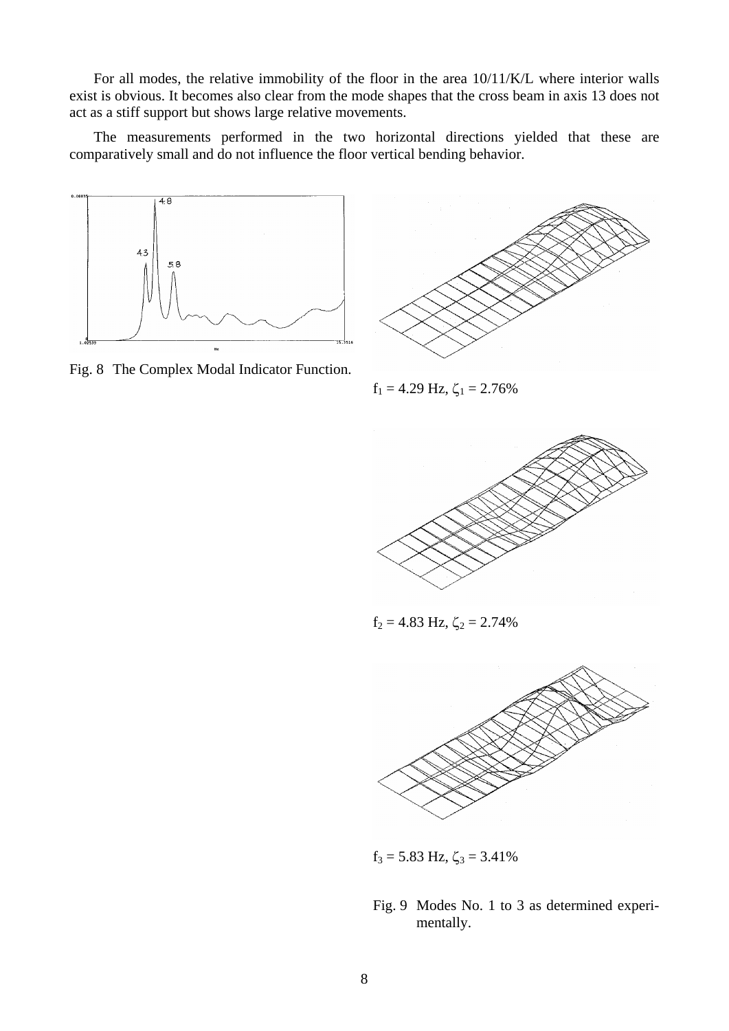For all modes, the relative immobility of the floor in the area 10/11/K/L where interior walls exist is obvious. It becomes also clear from the mode shapes that the cross beam in axis 13 does not act as a stiff support but shows large relative movements.

The measurements performed in the two horizontal directions yielded that these are comparatively small and do not influence the floor vertical bending behavior.

Fig. 8 The Complex Modal Indicator Function.

$f_1 = 4.29$ Hz, $\zeta_1 = 2.76\%$

$f_2 = 4.83$ Hz, $\zeta_2 = 2.74\%$

$f_3 = 5.83$ Hz, $\zeta_3 = 3.41\%$

Fig. 9 Modes No. 1 to 3 as determined experimentally.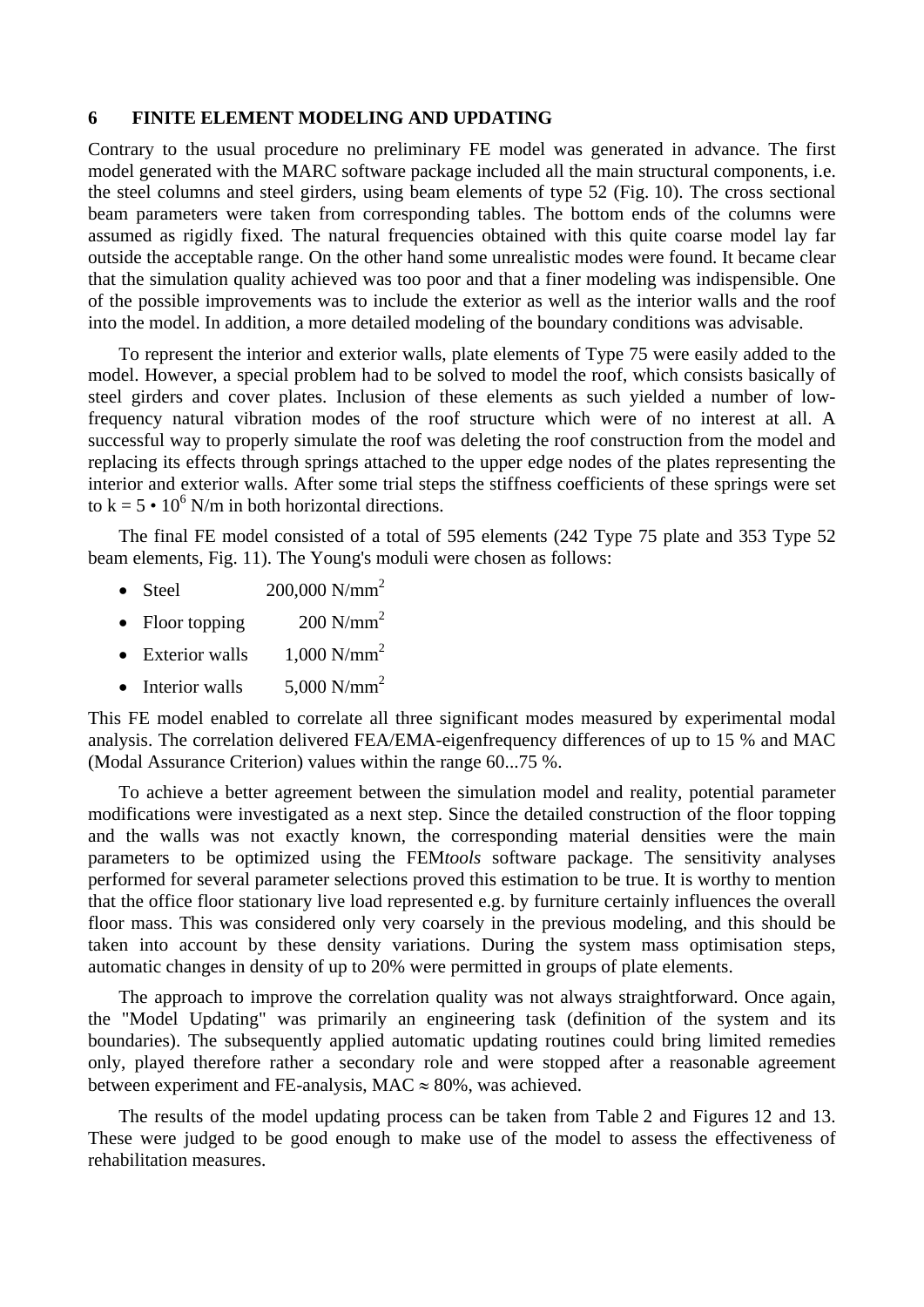## 6 FINITE ELEMENT MODELING AND UPDATING

Contrary to the usual procedure no preliminary FE model was generated in advance. The first model generated with the MARC software package included all the main structural components, i.e. the steel columns and steel girders, using beam elements of type 52 (Fig. 10). The cross sectional beam parameters were taken from corresponding tables. The bottom ends of the columns were assumed as rigidly fixed. The natural frequencies obtained with this quite coarse model lay far outside the acceptable range. On the other hand some unrealistic modes were found. It became clear that the simulation quality achieved was too poor and that a finer modeling was indispensible. One of the possible improvements was to include the exterior as well as the interior walls and the roof into the model. In addition, a more detailed modeling of the boundary conditions was advisable.

To represent the interior and exterior walls, plate elements of Type 75 were easily added to the model. However, a special problem had to be solved to model the roof, which consists basically of steel girders and cover plates. Inclusion of these elements as such yielded a number of low-frequency natural vibration modes of the roof structure which were of no interest at all. A successful way to properly simulate the roof was deleting the roof construction from the model and replacing its effects through springs attached to the upper edge nodes of the plates representing the interior and exterior walls. After some trial steps the stiffness coefficients of these springs were set to $k = 5 \cdot 10^6$ N/m in both horizontal directions.

The final FE model consisted of a total of 595 elements (242 Type 75 plate and 353 Type 52 beam elements, Fig. 11). The Young's moduli were chosen as follows:

- Steel 200,000 N/mm$^2$
- Floor topping 200 N/mm$^2$
- Exterior walls 1,000 N/mm$^2$
- Interior walls 5,000 N/mm$^2$

This FE model enabled to correlate all three significant modes measured by experimental modal analysis. The correlation delivered FEA/EMA-eigenfrequency differences of up to 15 % and MAC (Modal Assurance Criterion) values within the range 60...75 %.

To achieve a better agreement between the simulation model and reality, potential parameter modifications were investigated as a next step. Since the detailed construction of the floor topping and the walls was not exactly known, the corresponding material densities were the main parameters to be optimized using the FEM*tools* software package. The sensitivity analyses performed for several parameter selections proved this estimation to be true. It is worthy to mention that the office floor stationary live load represented e.g. by furniture certainly influences the overall floor mass. This was considered only very coarsely in the previous modeling, and this should be taken into account by these density variations. During the system mass optimisation steps, automatic changes in density of up to 20% were permitted in groups of plate elements.

The approach to improve the correlation quality was not always straightforward. Once again, the "Model Updating" was primarily an engineering task (definition of the system and its boundaries). The subsequently applied automatic updating routines could bring limited remedies only, played therefore rather a secondary role and were stopped after a reasonable agreement between experiment and FE-analysis, MAC $\approx$ 80%, was achieved.

The results of the model updating process can be taken from Table 2 and Figures 12 and 13. These were judged to be good enough to make use of the model to assess the effectiveness of rehabilitation measures.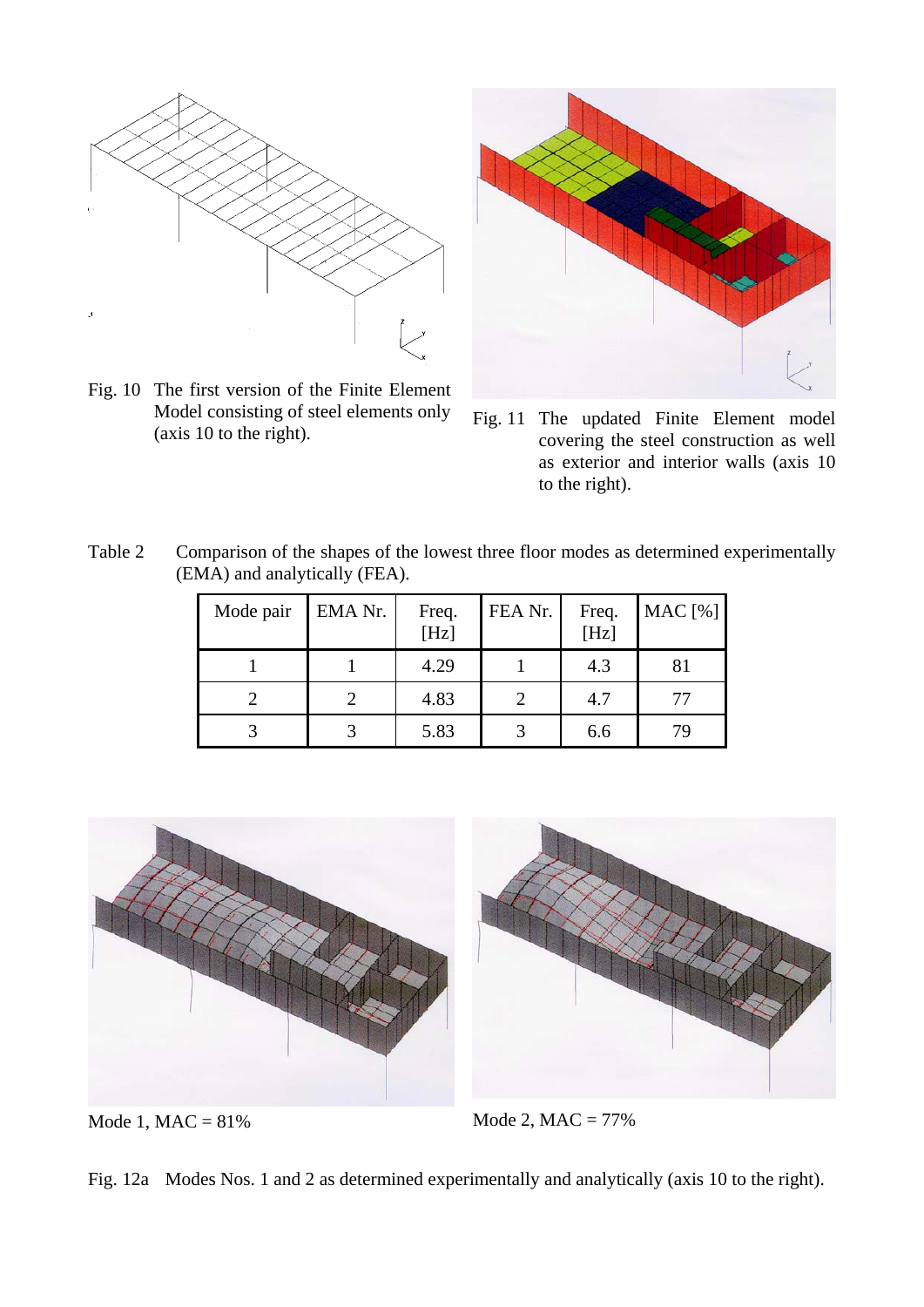Fig. 10 The first version of the Finite Element Model consisting of steel elements only (axis 10 to the right).

Fig. 11 The updated Finite Element model covering the steel construction as well as exterior and interior walls (axis 10 to the right).

Table 2 Comparison of the shapes of the lowest three floor modes as determined experimentally (EMA) and analytically (FEA).

| Mode pair | EMA Nr. | Freq. [Hz] | FEA Nr. | Freq. [Hz] | MAC [%] |
|---|---|---|---|---|---|
| 1 | 1 | 4.29 | 1 | 4.3 | 81 |
| 2 | 2 | 4.83 | 2 | 4.7 | 77 |
| 3 | 3 | 5.83 | 3 | 6.6 | 79 |

Mode 1, MAC = 81%

Mode 2, MAC = 77%

Fig. 12a Modes Nos. 1 and 2 as determined experimentally and analytically (axis 10 to the right).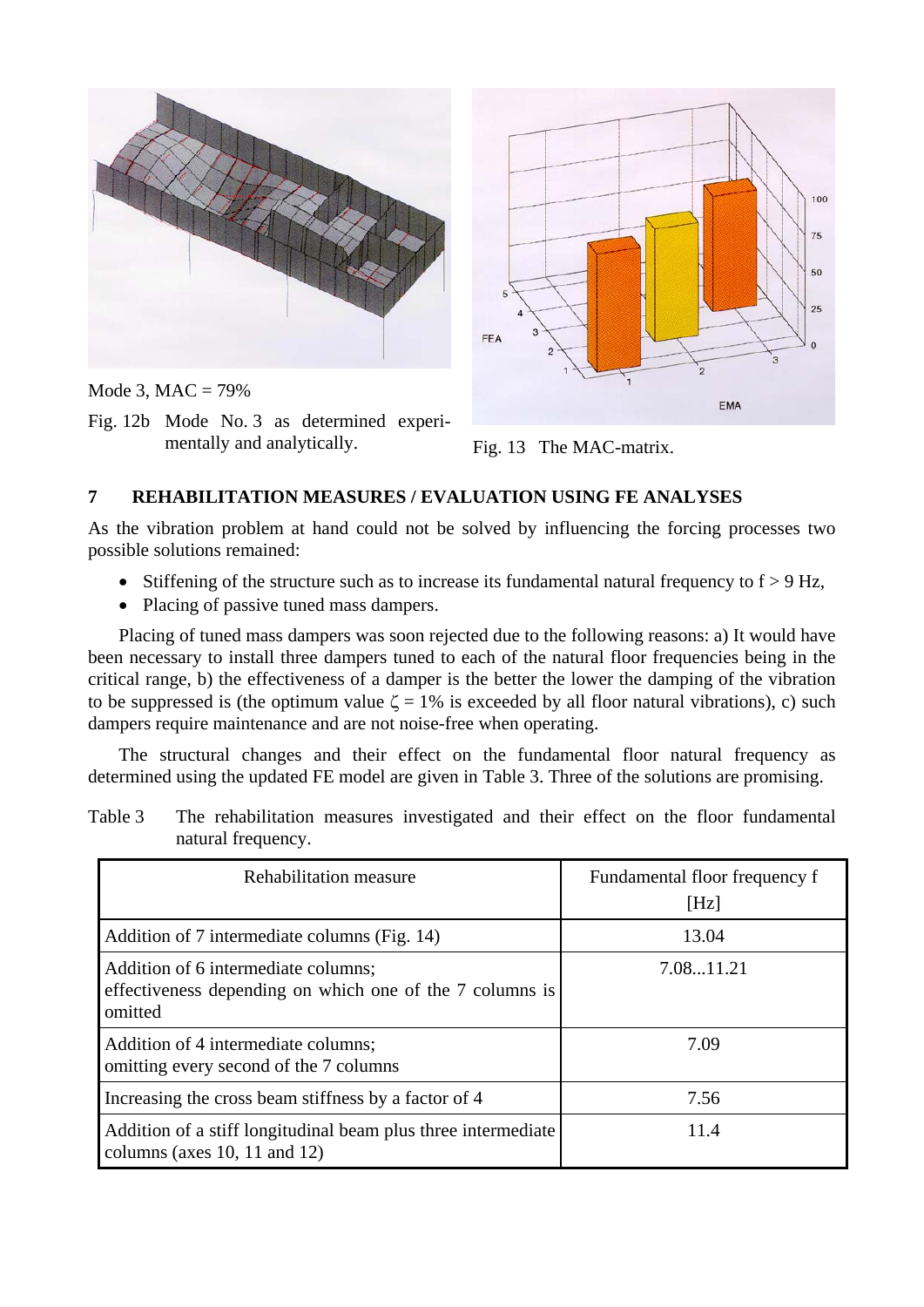Mode 3, MAC = 79%

Fig. 12b Mode No. 3 as determined experimentally and analytically.

Fig. 13 The MAC-matrix.

## 7 REHABILITATION MEASURES / EVALUATION USING FE ANALYSES

As the vibration problem at hand could not be solved by influencing the forcing processes two possible solutions remained:

- Stiffening of the structure such as to increase its fundamental natural frequency to f > 9 Hz,
- Placing of passive tuned mass dampers.

Placing of tuned mass dampers was soon rejected due to the following reasons: a) It would have been necessary to install three dampers tuned to each of the natural floor frequencies being in the critical range, b) the effectiveness of a damper is the better the lower the damping of the vibration to be suppressed is (the optimum value $\zeta = 1\%$ is exceeded by all floor natural vibrations), c) such dampers require maintenance and are not noise-free when operating.

The structural changes and their effect on the fundamental floor natural frequency as determined using the updated FE model are given in Table 3. Three of the solutions are promising.

Table 3 The rehabilitation measures investigated and their effect on the floor fundamental natural frequency.

| Rehabilitation measure | Fundamental floor frequency f [Hz] |
|---|---|
| Addition of 7 intermediate columns (Fig. 14) | 13.04 |
| Addition of 6 intermediate columns; effectiveness depending on which one of the 7 columns is omitted | 7.08...11.21 |
| Addition of 4 intermediate columns; omitting every second of the 7 columns | 7.09 |
| Increasing the cross beam stiffness by a factor of 4 | 7.56 |
| Addition of a stiff longitudinal beam plus three intermediate columns (axes 10, 11 and 12) | 11.4 |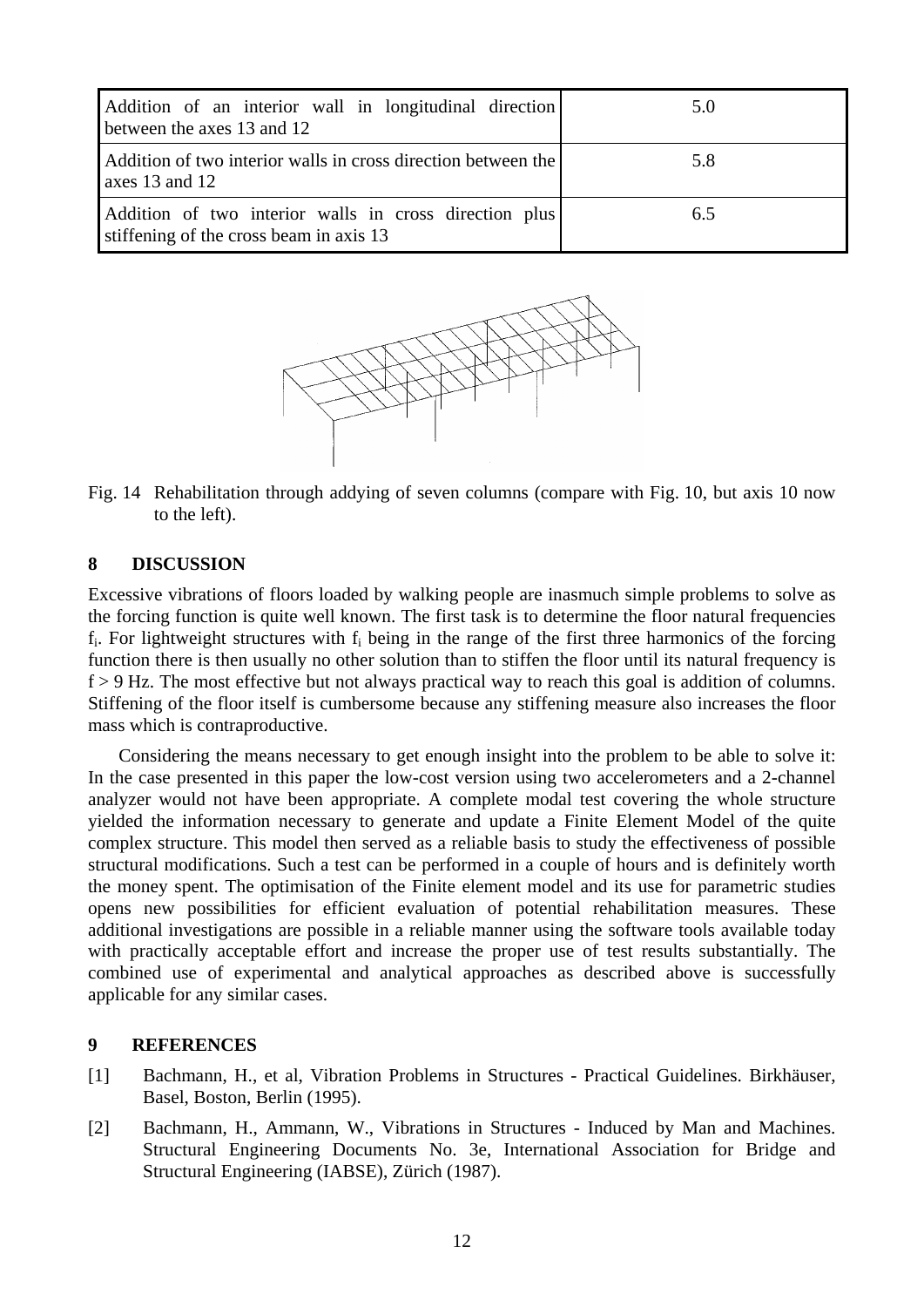| | |
|---|---|
| Addition of an interior wall in longitudinal direction between the axes 13 and 12 | 5.0 |
| Addition of two interior walls in cross direction between the axes 13 and 12 | 5.8 |
| Addition of two interior walls in cross direction plus stiffening of the cross beam in axis 13 | 6.5 |

Fig. 14 Rehabilitation through addying of seven columns (compare with Fig. 10, but axis 10 now to the left).

## 8 DISCUSSION

Excessive vibrations of floors loaded by walking people are inasmuch simple problems to solve as the forcing function is quite well known. The first task is to determine the floor natural frequencies $f_i$. For lightweight structures with $f_i$ being in the range of the first three harmonics of the forcing function there is then usually no other solution than to stiffen the floor until its natural frequency is $f > 9$ Hz. The most effective but not always practical way to reach this goal is addition of columns. Stiffening of the floor itself is cumbersome because any stiffening measure also increases the floor mass which is contraproductive.

Considering the means necessary to get enough insight into the problem to be able to solve it: In the case presented in this paper the low-cost version using two accelerometers and a 2-channel analyzer would not have been appropriate. A complete modal test covering the whole structure yielded the information necessary to generate and update a Finite Element Model of the quite complex structure. This model then served as a reliable basis to study the effectiveness of possible structural modifications. Such a test can be performed in a couple of hours and is definitely worth the money spent. The optimisation of the Finite element model and its use for parametric studies opens new possibilities for efficient evaluation of potential rehabilitation measures. These additional investigations are possible in a reliable manner using the software tools available today with practically acceptable effort and increase the proper use of test results substantially. The combined use of experimental and analytical approaches as described above is successfully applicable for any similar cases.

## 9 REFERENCES

[1] Bachmann, H., et al, Vibration Problems in Structures - Practical Guidelines. Birkhäuser, Basel, Boston, Berlin (1995).

[2] Bachmann, H., Ammann, W., Vibrations in Structures - Induced by Man and Machines. Structural Engineering Documents No. 3e, International Association for Bridge and Structural Engineering (IABSE), Zürich (1987).